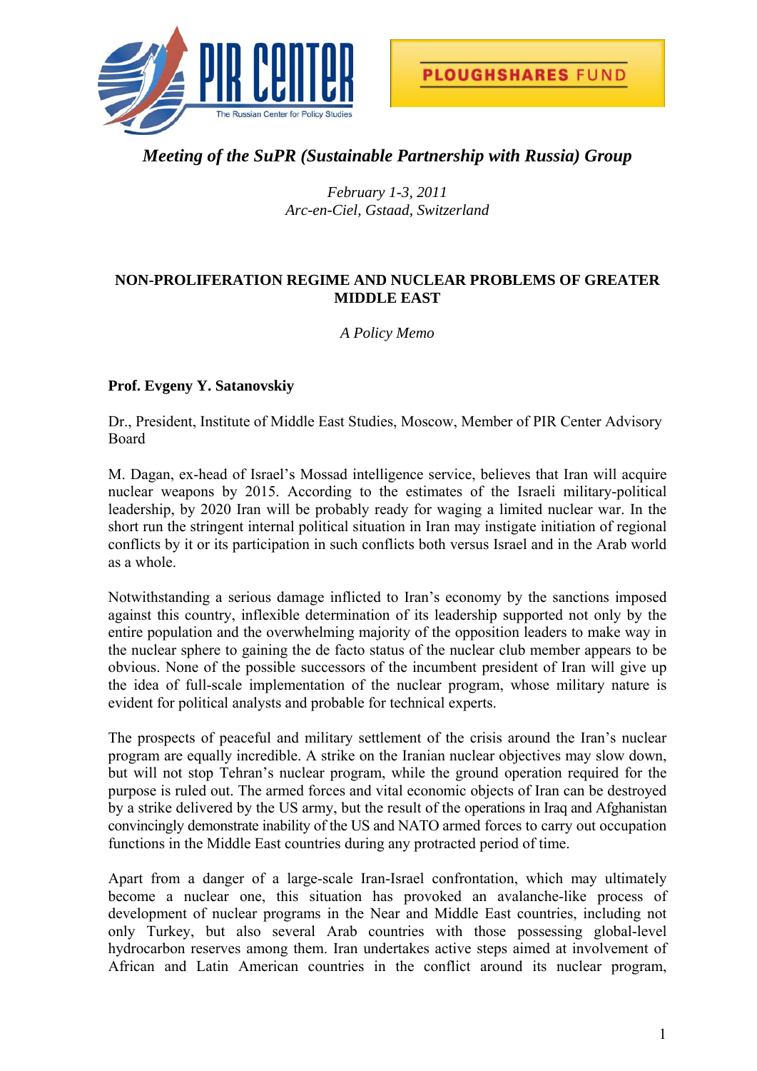PIR CENTER
The Russian Center for Policy Studies

PLOUGHSHARES FUND

*Meeting of the SuPR (Sustainable Partnership with Russia) Group*

*February 1-3, 2011*
*Arc-en-Ciel, Gstaad, Switzerland*

# NON-PROLIFERATION REGIME AND NUCLEAR PROBLEMS OF GREATER MIDDLE EAST

*A Policy Memo*

**Prof. Evgeny Y. Satanovskiy**

Dr., President, Institute of Middle East Studies, Moscow, Member of PIR Center Advisory Board

M. Dagan, ex-head of Israel's Mossad intelligence service, believes that Iran will acquire nuclear weapons by 2015. According to the estimates of the Israeli military-political leadership, by 2020 Iran will be probably ready for waging a limited nuclear war. In the short run the stringent internal political situation in Iran may instigate initiation of regional conflicts by it or its participation in such conflicts both versus Israel and in the Arab world as a whole.

Notwithstanding a serious damage inflicted to Iran's economy by the sanctions imposed against this country, inflexible determination of its leadership supported not only by the entire population and the overwhelming majority of the opposition leaders to make way in the nuclear sphere to gaining the de facto status of the nuclear club member appears to be obvious. None of the possible successors of the incumbent president of Iran will give up the idea of full-scale implementation of the nuclear program, whose military nature is evident for political analysts and probable for technical experts.

The prospects of peaceful and military settlement of the crisis around the Iran's nuclear program are equally incredible. A strike on the Iranian nuclear objectives may slow down, but will not stop Tehran's nuclear program, while the ground operation required for the purpose is ruled out. The armed forces and vital economic objects of Iran can be destroyed by a strike delivered by the US army, but the result of the operations in Iraq and Afghanistan convincingly demonstrate inability of the US and NATO armed forces to carry out occupation functions in the Middle East countries during any protracted period of time.

Apart from a danger of a large-scale Iran-Israel confrontation, which may ultimately become a nuclear one, this situation has provoked an avalanche-like process of development of nuclear programs in the Near and Middle East countries, including not only Turkey, but also several Arab countries with those possessing global-level hydrocarbon reserves among them. Iran undertakes active steps aimed at involvement of African and Latin American countries in the conflict around its nuclear program,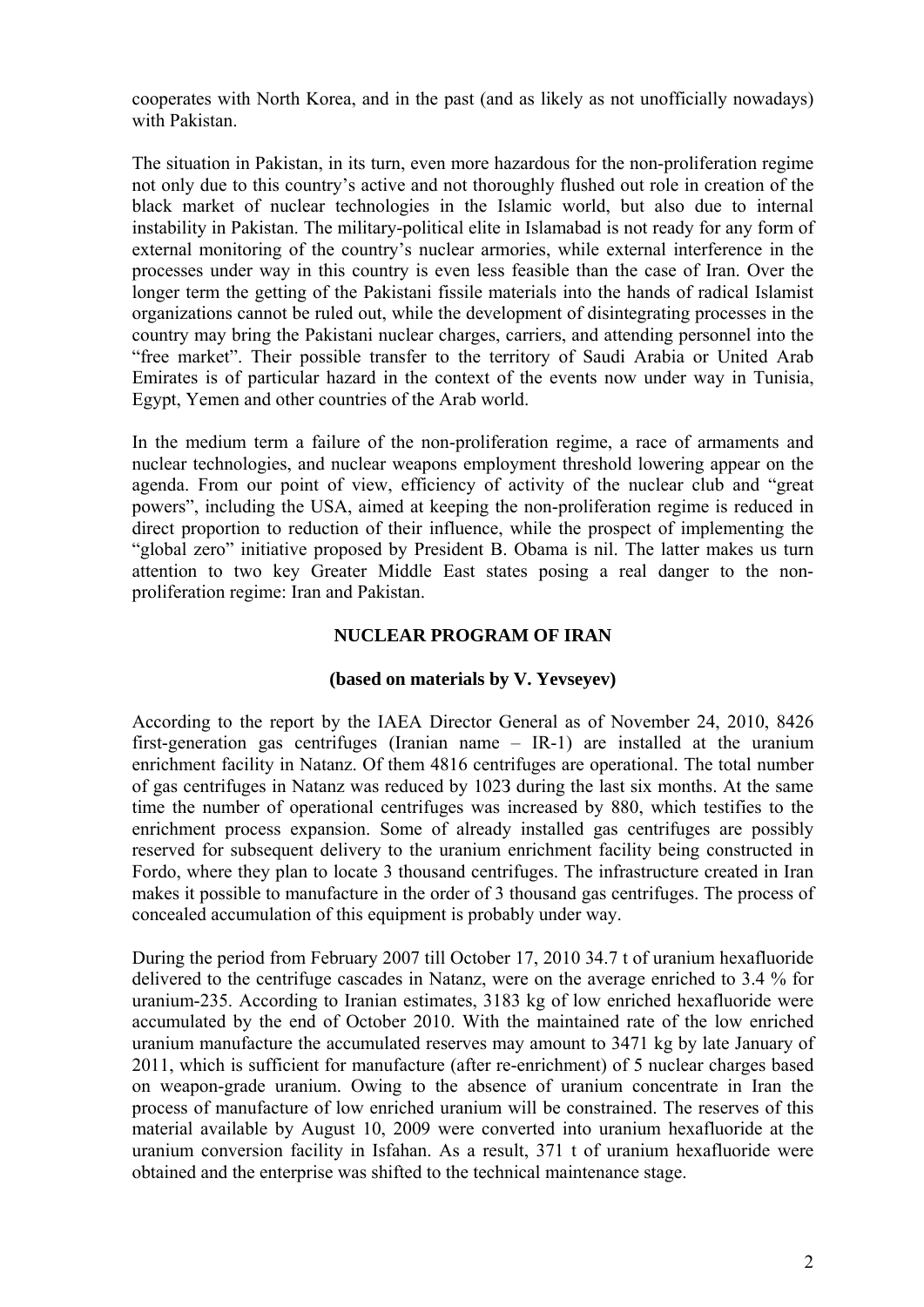cooperates with North Korea, and in the past (and as likely as not unofficially nowadays) with Pakistan.

The situation in Pakistan, in its turn, even more hazardous for the non-proliferation regime not only due to this country's active and not thoroughly flushed out role in creation of the black market of nuclear technologies in the Islamic world, but also due to internal instability in Pakistan. The military-political elite in Islamabad is not ready for any form of external monitoring of the country's nuclear armories, while external interference in the processes under way in this country is even less feasible than the case of Iran. Over the longer term the getting of the Pakistani fissile materials into the hands of radical Islamist organizations cannot be ruled out, while the development of disintegrating processes in the country may bring the Pakistani nuclear charges, carriers, and attending personnel into the "free market". Their possible transfer to the territory of Saudi Arabia or United Arab Emirates is of particular hazard in the context of the events now under way in Tunisia, Egypt, Yemen and other countries of the Arab world.

In the medium term a failure of the non-proliferation regime, a race of armaments and nuclear technologies, and nuclear weapons employment threshold lowering appear on the agenda. From our point of view, efficiency of activity of the nuclear club and "great powers", including the USA, aimed at keeping the non-proliferation regime is reduced in direct proportion to reduction of their influence, while the prospect of implementing the "global zero" initiative proposed by President B. Obama is nil. The latter makes us turn attention to two key Greater Middle East states posing a real danger to the non-proliferation regime: Iran and Pakistan.

## NUCLEAR PROGRAM OF IRAN

### (based on materials by V. Yevseyev)

According to the report by the IAEA Director General as of November 24, 2010, 8426 first-generation gas centrifuges (Iranian name – IR-1) are installed at the uranium enrichment facility in Natanz. Of them 4816 centrifuges are operational. The total number of gas centrifuges in Natanz was reduced by 1023 during the last six months. At the same time the number of operational centrifuges was increased by 880, which testifies to the enrichment process expansion. Some of already installed gas centrifuges are possibly reserved for subsequent delivery to the uranium enrichment facility being constructed in Fordo, where they plan to locate 3 thousand centrifuges. The infrastructure created in Iran makes it possible to manufacture in the order of 3 thousand gas centrifuges. The process of concealed accumulation of this equipment is probably under way.

During the period from February 2007 till October 17, 2010 34.7 t of uranium hexafluoride delivered to the centrifuge cascades in Natanz, were on the average enriched to 3.4 % for uranium-235. According to Iranian estimates, 3183 kg of low enriched hexafluoride were accumulated by the end of October 2010. With the maintained rate of the low enriched uranium manufacture the accumulated reserves may amount to 3471 kg by late January of 2011, which is sufficient for manufacture (after re-enrichment) of 5 nuclear charges based on weapon-grade uranium. Owing to the absence of uranium concentrate in Iran the process of manufacture of low enriched uranium will be constrained. The reserves of this material available by August 10, 2009 were converted into uranium hexafluoride at the uranium conversion facility in Isfahan. As a result, 371 t of uranium hexafluoride were obtained and the enterprise was shifted to the technical maintenance stage.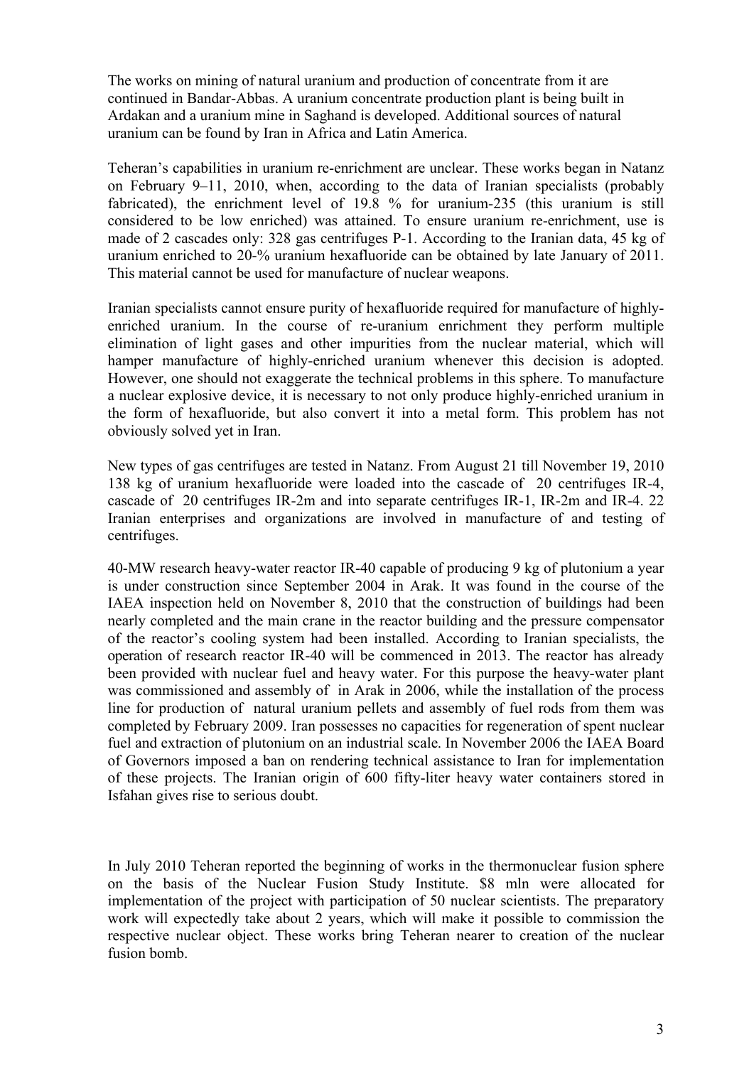The works on mining of natural uranium and production of concentrate from it are continued in Bandar-Abbas. A uranium concentrate production plant is being built in Ardakan and a uranium mine in Saghand is developed. Additional sources of natural uranium can be found by Iran in Africa and Latin America.

Teheran's capabilities in uranium re-enrichment are unclear. These works began in Natanz on February 9–11, 2010, when, according to the data of Iranian specialists (probably fabricated), the enrichment level of 19.8 % for uranium-235 (this uranium is still considered to be low enriched) was attained. To ensure uranium re-enrichment, use is made of 2 cascades only: 328 gas centrifuges P-1. According to the Iranian data, 45 kg of uranium enriched to 20-% uranium hexafluoride can be obtained by late January of 2011. This material cannot be used for manufacture of nuclear weapons.

Iranian specialists cannot ensure purity of hexafluoride required for manufacture of highly-enriched uranium. In the course of re-uranium enrichment they perform multiple elimination of light gases and other impurities from the nuclear material, which will hamper manufacture of highly-enriched uranium whenever this decision is adopted. However, one should not exaggerate the technical problems in this sphere. To manufacture a nuclear explosive device, it is necessary to not only produce highly-enriched uranium in the form of hexafluoride, but also convert it into a metal form. This problem has not obviously solved yet in Iran.

New types of gas centrifuges are tested in Natanz. From August 21 till November 19, 2010 138 kg of uranium hexafluoride were loaded into the cascade of 20 centrifuges IR-4, cascade of 20 centrifuges IR-2m and into separate centrifuges IR-1, IR-2m and IR-4. 22 Iranian enterprises and organizations are involved in manufacture of and testing of centrifuges.

40-MW research heavy-water reactor IR-40 capable of producing 9 kg of plutonium a year is under construction since September 2004 in Arak. It was found in the course of the IAEA inspection held on November 8, 2010 that the construction of buildings had been nearly completed and the main crane in the reactor building and the pressure compensator of the reactor's cooling system had been installed. According to Iranian specialists, the operation of research reactor IR-40 will be commenced in 2013. The reactor has already been provided with nuclear fuel and heavy water. For this purpose the heavy-water plant was commissioned and assembly of in Arak in 2006, while the installation of the process line for production of natural uranium pellets and assembly of fuel rods from them was completed by February 2009. Iran possesses no capacities for regeneration of spent nuclear fuel and extraction of plutonium on an industrial scale. In November 2006 the IAEA Board of Governors imposed a ban on rendering technical assistance to Iran for implementation of these projects. The Iranian origin of 600 fifty-liter heavy water containers stored in Isfahan gives rise to serious doubt.

In July 2010 Teheran reported the beginning of works in the thermonuclear fusion sphere on the basis of the Nuclear Fusion Study Institute. \$8 mln were allocated for implementation of the project with participation of 50 nuclear scientists. The preparatory work will expectedly take about 2 years, which will make it possible to commission the respective nuclear object. These works bring Teheran nearer to creation of the nuclear fusion bomb.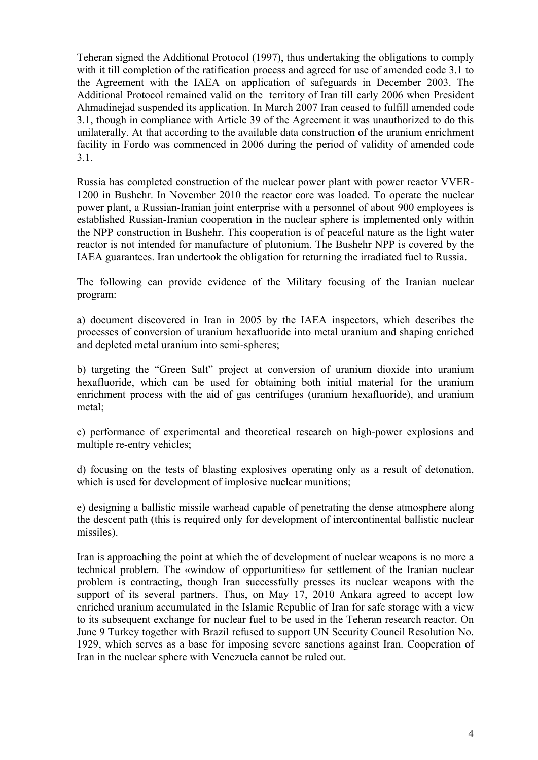Teheran signed the Additional Protocol (1997), thus undertaking the obligations to comply with it till completion of the ratification process and agreed for use of amended code 3.1 to the Agreement with the IAEA on application of safeguards in December 2003. The Additional Protocol remained valid on the territory of Iran till early 2006 when President Ahmadinejad suspended its application. In March 2007 Iran ceased to fulfill amended code 3.1, though in compliance with Article 39 of the Agreement it was unauthorized to do this unilaterally. At that according to the available data construction of the uranium enrichment facility in Fordo was commenced in 2006 during the period of validity of amended code 3.1.

Russia has completed construction of the nuclear power plant with power reactor VVER-1200 in Bushehr. In November 2010 the reactor core was loaded. To operate the nuclear power plant, a Russian-Iranian joint enterprise with a personnel of about 900 employees is established Russian-Iranian cooperation in the nuclear sphere is implemented only within the NPP construction in Bushehr. This cooperation is of peaceful nature as the light water reactor is not intended for manufacture of plutonium. The Bushehr NPP is covered by the IAEA guarantees. Iran undertook the obligation for returning the irradiated fuel to Russia.

The following can provide evidence of the Military focusing of the Iranian nuclear program:

a) document discovered in Iran in 2005 by the IAEA inspectors, which describes the processes of conversion of uranium hexafluoride into metal uranium and shaping enriched and depleted metal uranium into semi-spheres;

b) targeting the "Green Salt" project at conversion of uranium dioxide into uranium hexafluoride, which can be used for obtaining both initial material for the uranium enrichment process with the aid of gas centrifuges (uranium hexafluoride), and uranium metal;

c) performance of experimental and theoretical research on high-power explosions and multiple re-entry vehicles;

d) focusing on the tests of blasting explosives operating only as a result of detonation, which is used for development of implosive nuclear munitions;

e) designing a ballistic missile warhead capable of penetrating the dense atmosphere along the descent path (this is required only for development of intercontinental ballistic nuclear missiles).

Iran is approaching the point at which the of development of nuclear weapons is no more a technical problem. The «window of opportunities» for settlement of the Iranian nuclear problem is contracting, though Iran successfully presses its nuclear weapons with the support of its several partners. Thus, on May 17, 2010 Ankara agreed to accept low enriched uranium accumulated in the Islamic Republic of Iran for safe storage with a view to its subsequent exchange for nuclear fuel to be used in the Teheran research reactor. On June 9 Turkey together with Brazil refused to support UN Security Council Resolution No. 1929, which serves as a base for imposing severe sanctions against Iran. Cooperation of Iran in the nuclear sphere with Venezuela cannot be ruled out.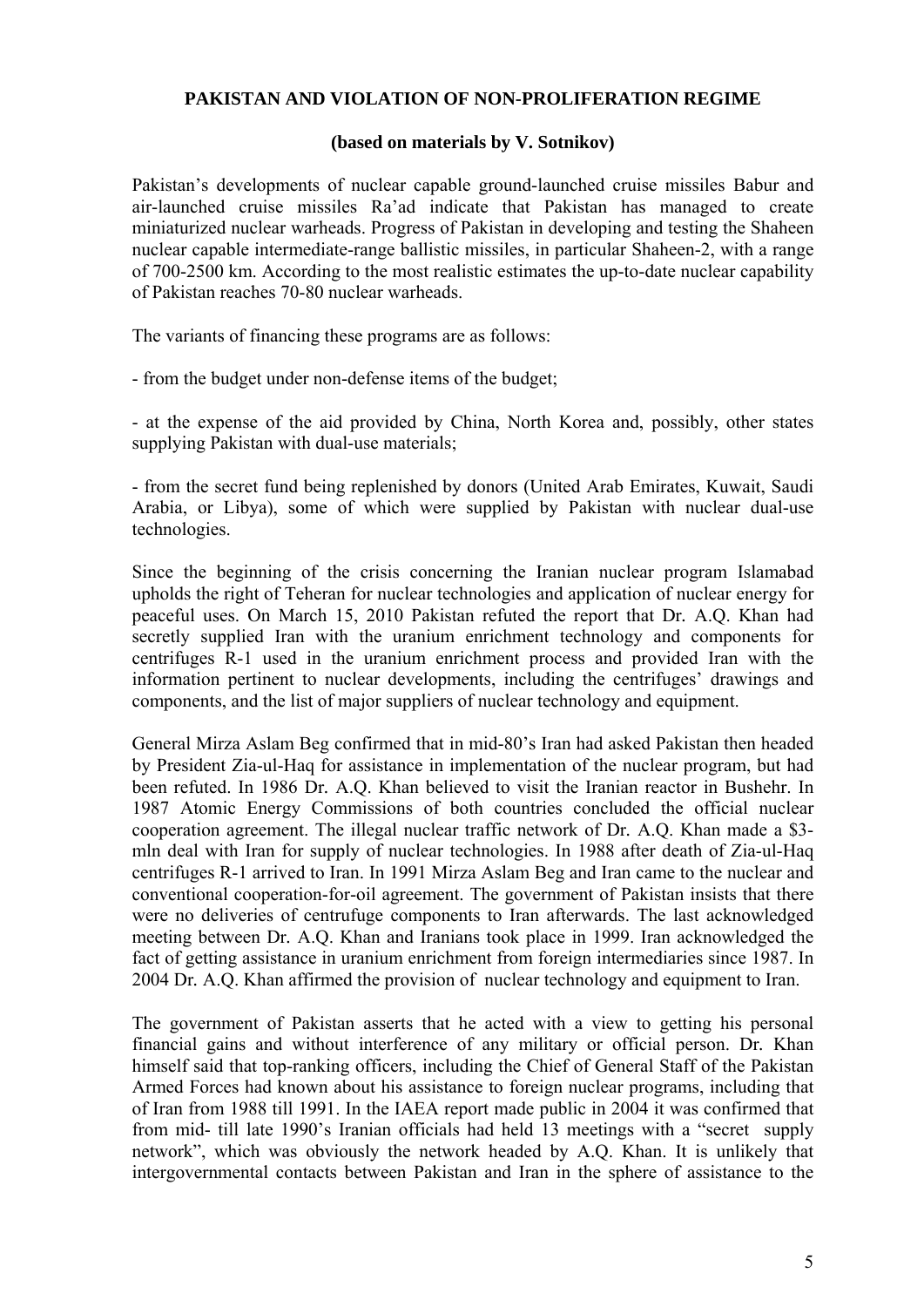**PAKISTAN AND VIOLATION OF NON-PROLIFERATION REGIME**

**(based on materials by V. Sotnikov)**

Pakistan's developments of nuclear capable ground-launched cruise missiles Babur and air-launched cruise missiles Ra'ad indicate that Pakistan has managed to create miniaturized nuclear warheads. Progress of Pakistan in developing and testing the Shaheen nuclear capable intermediate-range ballistic missiles, in particular Shaheen-2, with a range of 700-2500 km. According to the most realistic estimates the up-to-date nuclear capability of Pakistan reaches 70-80 nuclear warheads.

The variants of financing these programs are as follows:

- from the budget under non-defense items of the budget;

- at the expense of the aid provided by China, North Korea and, possibly, other states supplying Pakistan with dual-use materials;

- from the secret fund being replenished by donors (United Arab Emirates, Kuwait, Saudi Arabia, or Libya), some of which were supplied by Pakistan with nuclear dual-use technologies.

Since the beginning of the crisis concerning the Iranian nuclear program Islamabad upholds the right of Teheran for nuclear technologies and application of nuclear energy for peaceful uses. On March 15, 2010 Pakistan refuted the report that Dr. A.Q. Khan had secretly supplied Iran with the uranium enrichment technology and components for centrifuges R-1 used in the uranium enrichment process and provided Iran with the information pertinent to nuclear developments, including the centrifuges' drawings and components, and the list of major suppliers of nuclear technology and equipment.

General Mirza Aslam Beg confirmed that in mid-80's Iran had asked Pakistan then headed by President Zia-ul-Haq for assistance in implementation of the nuclear program, but had been refuted. In 1986 Dr. A.Q. Khan believed to visit the Iranian reactor in Bushehr. In 1987 Atomic Energy Commissions of both countries concluded the official nuclear cooperation agreement. The illegal nuclear traffic network of Dr. A.Q. Khan made a $3-mln deal with Iran for supply of nuclear technologies. In 1988 after death of Zia-ul-Haq centrifuges R-1 arrived to Iran. In 1991 Mirza Aslam Beg and Iran came to the nuclear and conventional cooperation-for-oil agreement. The government of Pakistan insists that there were no deliveries of centrufuge components to Iran afterwards. The last acknowledged meeting between Dr. A.Q. Khan and Iranians took place in 1999. Iran acknowledged the fact of getting assistance in uranium enrichment from foreign intermediaries since 1987. In 2004 Dr. A.Q. Khan affirmed the provision of nuclear technology and equipment to Iran.

The government of Pakistan asserts that he acted with a view to getting his personal financial gains and without interference of any military or official person. Dr. Khan himself said that top-ranking officers, including the Chief of General Staff of the Pakistan Armed Forces had known about his assistance to foreign nuclear programs, including that of Iran from 1988 till 1991. In the IAEA report made public in 2004 it was confirmed that from mid- till late 1990's Iranian officials had held 13 meetings with a "secret supply network", which was obviously the network headed by A.Q. Khan. It is unlikely that intergovernmental contacts between Pakistan and Iran in the sphere of assistance to the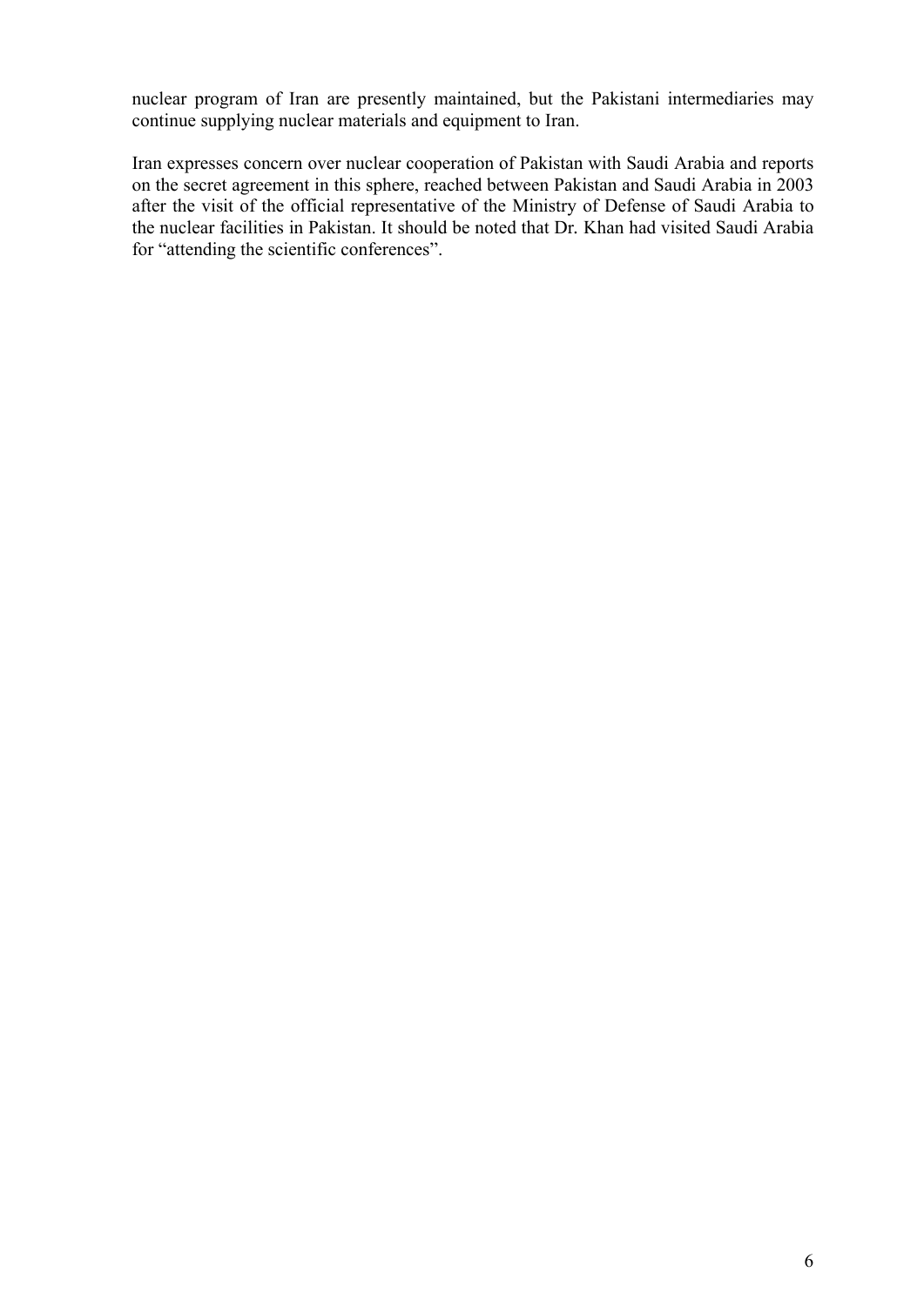nuclear program of Iran are presently maintained, but the Pakistani intermediaries may continue supplying nuclear materials and equipment to Iran.

Iran expresses concern over nuclear cooperation of Pakistan with Saudi Arabia and reports on the secret agreement in this sphere, reached between Pakistan and Saudi Arabia in 2003 after the visit of the official representative of the Ministry of Defense of Saudi Arabia to the nuclear facilities in Pakistan. It should be noted that Dr. Khan had visited Saudi Arabia for "attending the scientific conferences".